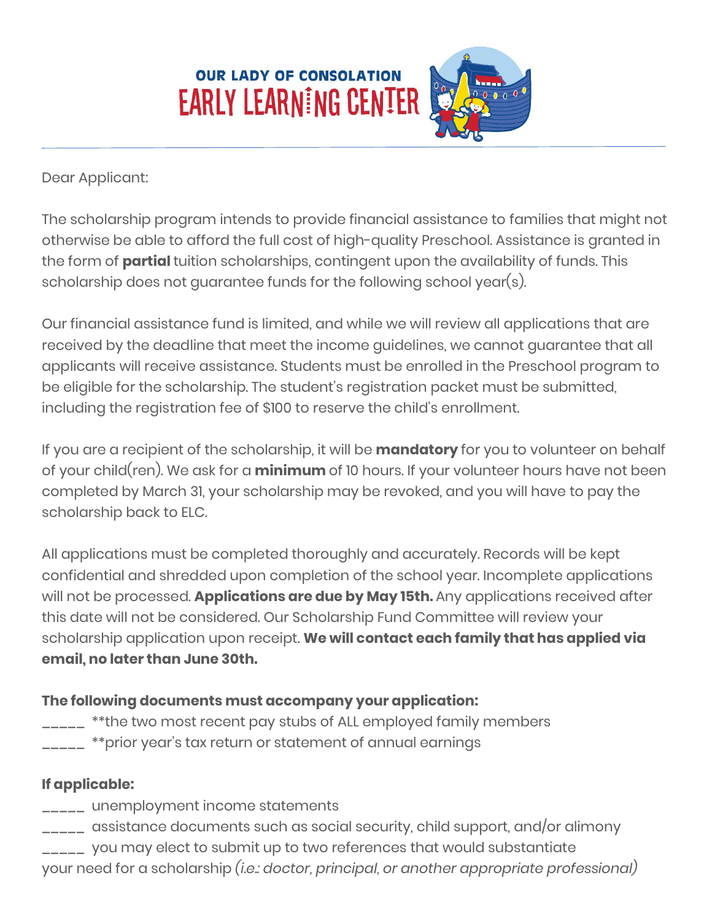# OUR LADY OF CONSOLATION EARLY LEARNING CENTER

Dear Applicant:

The scholarship program intends to provide financial assistance to families that might not otherwise be able to afford the full cost of high-quality Preschool. Assistance is granted in the form of **partial** tuition scholarships, contingent upon the availability of funds. This scholarship does not guarantee funds for the following school year(s).

Our financial assistance fund is limited, and while we will review all applications that are received by the deadline that meet the income guidelines, we cannot guarantee that all applicants will receive assistance. Students must be enrolled in the Preschool program to be eligible for the scholarship. The student's registration packet must be submitted, including the registration fee of $100 to reserve the child's enrollment.

If you are a recipient of the scholarship, it will be **mandatory** for you to volunteer on behalf of your child(ren). We ask for a **minimum** of 10 hours. If your volunteer hours have not been completed by March 31, your scholarship may be revoked, and you will have to pay the scholarship back to ELC.

All applications must be completed thoroughly and accurately. Records will be kept confidential and shredded upon completion of the school year. Incomplete applications will not be processed. **Applications are due by May 15th.** Any applications received after this date will not be considered. Our Scholarship Fund Committee will review your scholarship application upon receipt. **We will contact each family that has applied via email, no later than June 30th.**

**The following documents must accompany your application:**

_____ **the two most recent pay stubs of ALL employed family members
_____ **prior year's tax return or statement of annual earnings

**If applicable:**

_____ unemployment income statements
_____ assistance documents such as social security, child support, and/or alimony
_____ you may elect to submit up to two references that would substantiate your need for a scholarship *(i.e.: doctor, principal, or another appropriate professional)*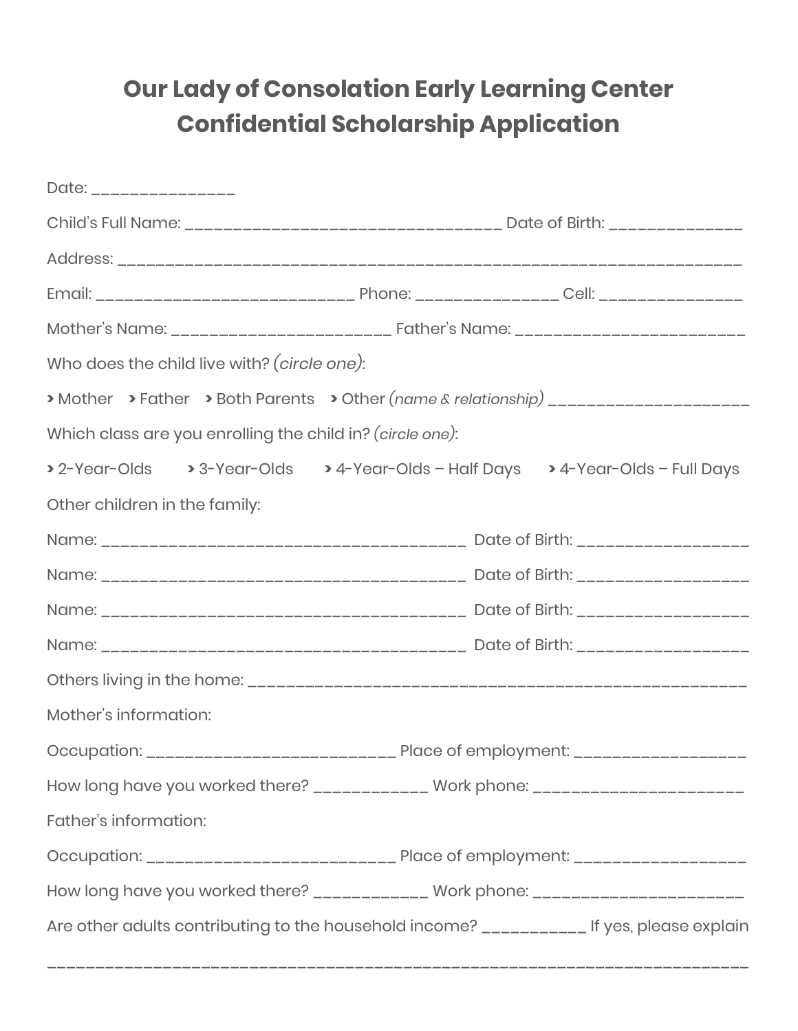# Our Lady of Consolation Early Learning Center
# Confidential Scholarship Application

Date: _______________

Child's Full Name: _________________________________ Date of Birth: ______________

Address: __________________________________________________________________

Email: ___________________________ Phone: _______________ Cell: _______________

Mother's Name: _______________________ Father's Name: ________________________

Who does the child live with? *(circle one)*:

› Mother › Father › Both Parents › Other *(name & relationship)* ____________________

Which class are you enrolling the child in? *(circle one)*:

› 2-Year-Olds › 3-Year-Olds › 4-Year-Olds – Half Days › 4-Year-Olds – Full Days

Other children in the family:

Name: ______________________________________ Date of Birth: __________________

Name: ______________________________________ Date of Birth: __________________

Name: ______________________________________ Date of Birth: __________________

Name: ______________________________________ Date of Birth: __________________

Others living in the home: _____________________________________________________

Mother's information:

Occupation: __________________________ Place of employment: __________________

How long have you worked there? ____________ Work phone: ______________________

Father's information:

Occupation: __________________________ Place of employment: __________________

How long have you worked there? ____________ Work phone: ______________________

Are other adults contributing to the household income? ___________ If yes, please explain

_________________________________________________________________________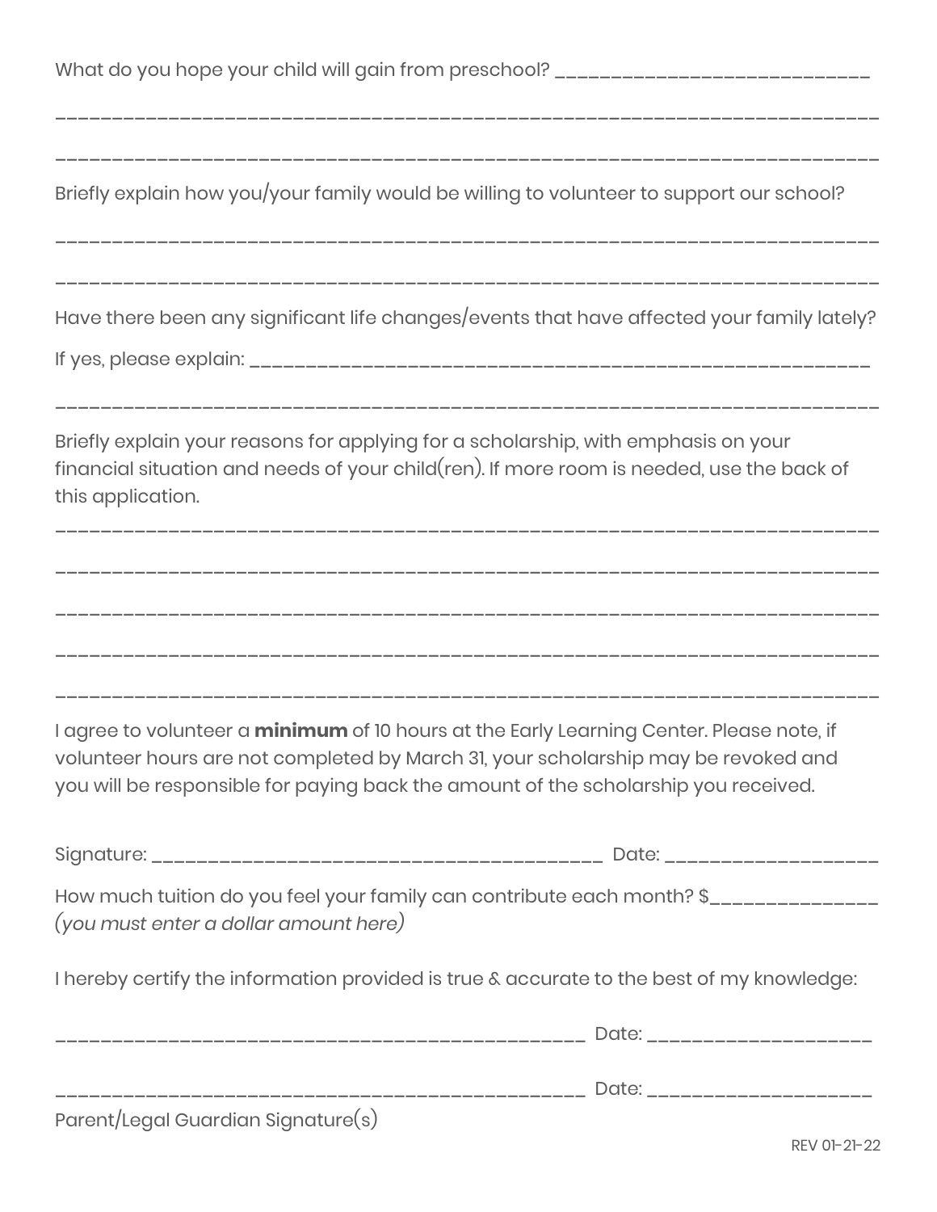What do you hope your child will gain from preschool? ______________________________

_____________________________________________________________________________

_____________________________________________________________________________

Briefly explain how you/your family would be willing to volunteer to support our school?

_____________________________________________________________________________

_____________________________________________________________________________

Have there been any significant life changes/events that have affected your family lately?

If yes, please explain: ___________________________________________________________

_____________________________________________________________________________

Briefly explain your reasons for applying for a scholarship, with emphasis on your financial situation and needs of your child(ren). If more room is needed, use the back of this application.

_____________________________________________________________________________

_____________________________________________________________________________

_____________________________________________________________________________

_____________________________________________________________________________

_____________________________________________________________________________

I agree to volunteer a **minimum** of 10 hours at the Early Learning Center. Please note, if volunteer hours are not completed by March 31, your scholarship may be revoked and you will be responsible for paying back the amount of the scholarship you received.

Signature: _________________________________________ Date: ___________________

How much tuition do you feel your family can contribute each month? $_______________
*(you must enter a dollar amount here)*

I hereby certify the information provided is true & accurate to the best of my knowledge:

_________________________________________________ Date: _____________________

_________________________________________________ Date: _____________________

Parent/Legal Guardian Signature(s)

REV 01-21-22